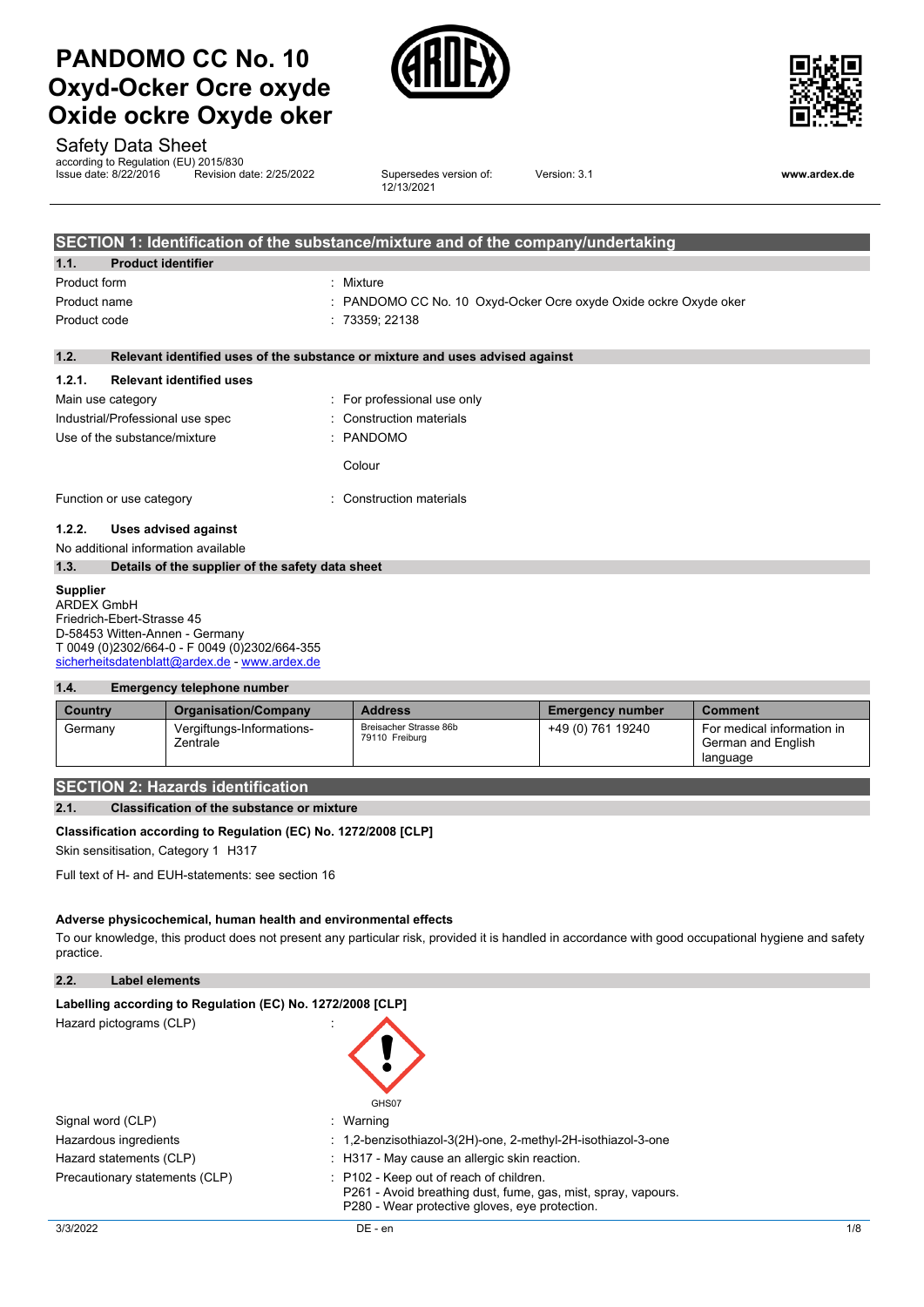# PANDOMO CC No. 10 Oxyd-Ocker Ocre oxyde Oxide ockre Oxyde oker

Safety Data Sheet

according to Regulation (EU) 2015/830

Issue date: 8/22/2016 Revision date: 2/25/2022 Supersedes version of: 12/13/2021 Version: 3.1 www.ardex.de

## SECTION 1: Identification of the substance/mixture and of the company/undertaking

### 1.1. Product identifier

Product form : Mixture

Product name : PANDOMO CC No. 10 Oxyd-Ocker Ocre oxyde Oxide ockre Oxyde oker

Product code : 73359; 22138

### 1.2. Relevant identified uses of the substance or mixture and uses advised against

#### 1.2.1. Relevant identified uses

Main use category : For professional use only

Industrial/Professional use spec : Construction materials

Use of the substance/mixture : PANDOMO

Colour

Function or use category : Construction materials

#### 1.2.2. Uses advised against

No additional information available

### 1.3. Details of the supplier of the safety data sheet

**Supplier**
ARDEX GmbH
Friedrich-Ebert-Strasse 45
D-58453 Witten-Annen - Germany
T 0049 (0)2302/664-0 - F 0049 (0)2302/664-355
sicherheitsdatenblatt@ardex.de - www.ardex.de

### 1.4. Emergency telephone number

| Country | Organisation/Company | Address | Emergency number | Comment |
|---|---|---|---|---|
| Germany | Vergiftungs-Informations-Zentrale | Breisacher Strasse 86b 79110 Freiburg | +49 (0) 761 19240 | For medical information in German and English language |

## SECTION 2: Hazards identification

### 2.1. Classification of the substance or mixture

**Classification according to Regulation (EC) No. 1272/2008 [CLP]**

Skin sensitisation, Category 1 H317

Full text of H- and EUH-statements: see section 16

**Adverse physicochemical, human health and environmental effects**

To our knowledge, this product does not present any particular risk, provided it is handled in accordance with good occupational hygiene and safety practice.

### 2.2. Label elements

**Labelling according to Regulation (EC) No. 1272/2008 [CLP]**

Hazard pictograms (CLP) :

GHS07

Signal word (CLP) : Warning

Hazardous ingredients : 1,2-benzisothiazol-3(2H)-one, 2-methyl-2H-isothiazol-3-one

Hazard statements (CLP) : H317 - May cause an allergic skin reaction.

Precautionary statements (CLP) : P102 - Keep out of reach of children.
P261 - Avoid breathing dust, fume, gas, mist, spray, vapours.
P280 - Wear protective gloves, eye protection.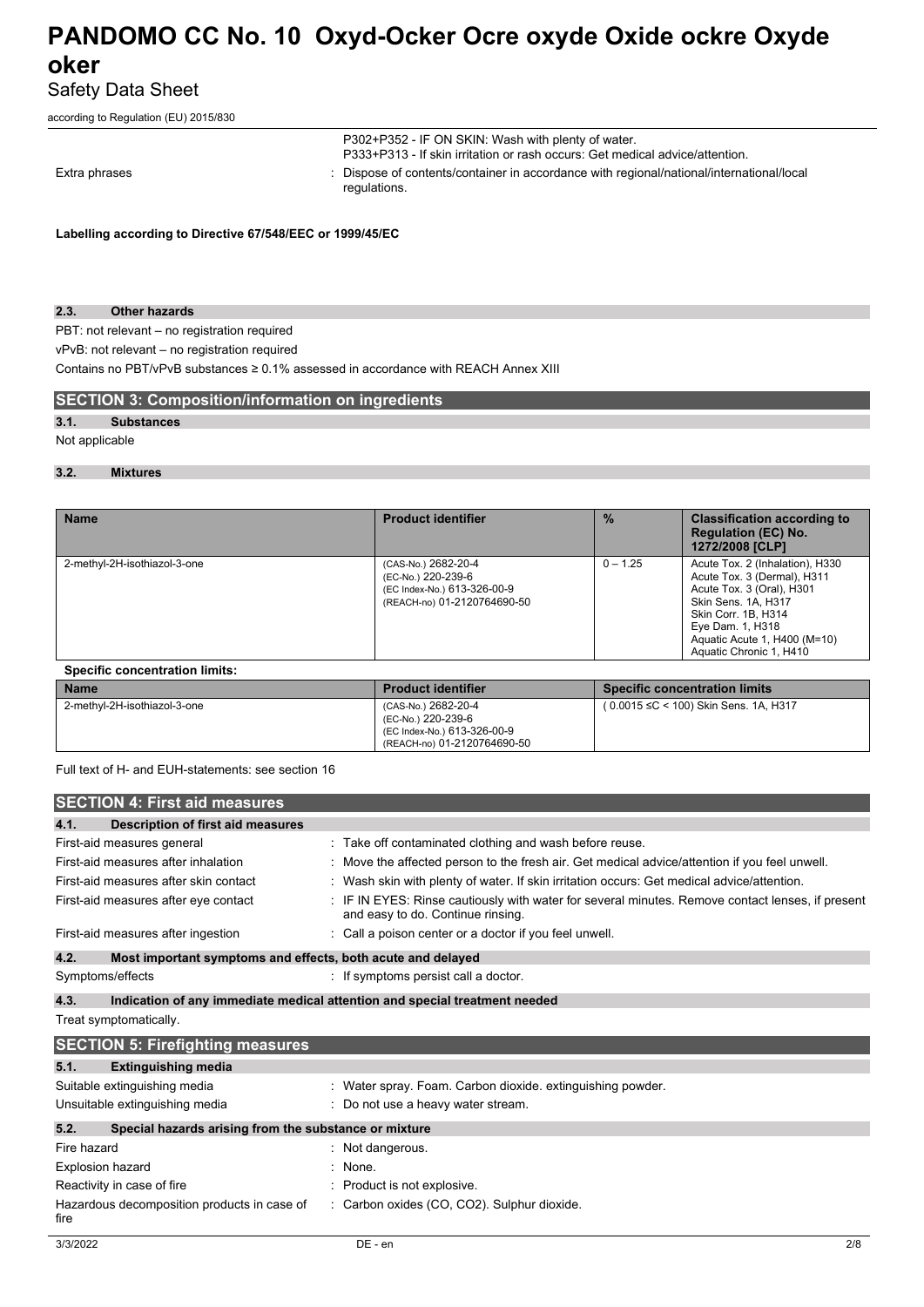P302+P352 - IF ON SKIN: Wash with plenty of water.
P333+P313 - If skin irritation or rash occurs: Get medical advice/attention.

Extra phrases : Dispose of contents/container in accordance with regional/national/international/local regulations.

**Labelling according to Directive 67/548/EEC or 1999/45/EC**

### 2.3. Other hazards

PBT: not relevant – no registration required

vPvB: not relevant – no registration required

Contains no PBT/vPvB substances ≥ 0.1% assessed in accordance with REACH Annex XIII

## SECTION 3: Composition/information on ingredients

### 3.1. Substances

Not applicable

### 3.2. Mixtures

| Name | Product identifier | % | Classification according to Regulation (EC) No. 1272/2008 [CLP] |
|---|---|---|---|
| 2-methyl-2H-isothiazol-3-one | (CAS-No.) 2682-20-4<br>(EC-No.) 220-239-6<br>(EC Index-No.) 613-326-00-9<br>(REACH-no) 01-2120764690-50 | 0 – 1.25 | Acute Tox. 2 (Inhalation), H330<br>Acute Tox. 3 (Dermal), H311<br>Acute Tox. 3 (Oral), H301<br>Skin Sens. 1A, H317<br>Skin Corr. 1B, H314<br>Eye Dam. 1, H318<br>Aquatic Acute 1, H400 (M=10)<br>Aquatic Chronic 1, H410 |

**Specific concentration limits:**

| Name | Product identifier | Specific concentration limits |
|---|---|---|
| 2-methyl-2H-isothiazol-3-one | (CAS-No.) 2682-20-4<br>(EC-No.) 220-239-6<br>(EC Index-No.) 613-326-00-9<br>(REACH-no) 01-2120764690-50 | ( 0.0015 ≤C < 100) Skin Sens. 1A, H317 |

Full text of H- and EUH-statements: see section 16

## SECTION 4: First aid measures

### 4.1. Description of first aid measures

First-aid measures general : Take off contaminated clothing and wash before reuse.

First-aid measures after inhalation : Move the affected person to the fresh air. Get medical advice/attention if you feel unwell.

First-aid measures after skin contact : Wash skin with plenty of water. If skin irritation occurs: Get medical advice/attention.

First-aid measures after eye contact : IF IN EYES: Rinse cautiously with water for several minutes. Remove contact lenses, if present and easy to do. Continue rinsing.

First-aid measures after ingestion : Call a poison center or a doctor if you feel unwell.

### 4.2. Most important symptoms and effects, both acute and delayed

Symptoms/effects : If symptoms persist call a doctor.

### 4.3. Indication of any immediate medical attention and special treatment needed

Treat symptomatically.

## SECTION 5: Firefighting measures

### 5.1. Extinguishing media

Suitable extinguishing media : Water spray. Foam. Carbon dioxide. extinguishing powder.

Unsuitable extinguishing media : Do not use a heavy water stream.

### 5.2. Special hazards arising from the substance or mixture

Fire hazard : Not dangerous.

Explosion hazard : None.

Reactivity in case of fire : Product is not explosive.

Hazardous decomposition products in case of fire : Carbon oxides (CO, $CO_2$). Sulphur dioxide.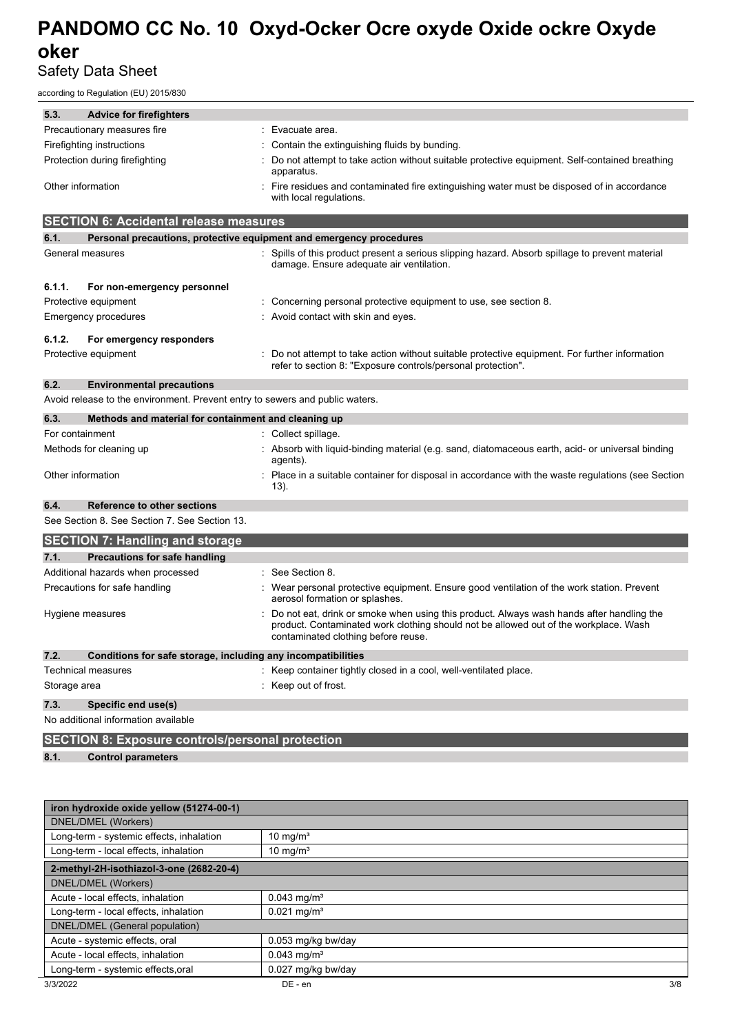#### 5.3. Advice for firefighters

| | |
|---|---|
| Precautionary measures fire | : Evacuate area. |
| Firefighting instructions | : Contain the extinguishing fluids by bunding. |
| Protection during firefighting | : Do not attempt to take action without suitable protective equipment. Self-contained breathing apparatus. |
| Other information | : Fire residues and contaminated fire extinguishing water must be disposed of in accordance with local regulations. |

## SECTION 6: Accidental release measures

#### 6.1. Personal precautions, protective equipment and emergency procedures

| | |
|---|---|
| General measures | : Spills of this product present a serious slipping hazard. Absorb spillage to prevent material damage. Ensure adequate air ventilation. |

**6.1.1. For non-emergency personnel**

| | |
|---|---|
| Protective equipment | : Concerning personal protective equipment to use, see section 8. |
| Emergency procedures | : Avoid contact with skin and eyes. |

**6.1.2. For emergency responders**

| | |
|---|---|
| Protective equipment | : Do not attempt to take action without suitable protective equipment. For further information refer to section 8: "Exposure controls/personal protection". |

#### 6.2. Environmental precautions

Avoid release to the environment. Prevent entry to sewers and public waters.

#### 6.3. Methods and material for containment and cleaning up

| | |
|---|---|
| For containment | : Collect spillage. |
| Methods for cleaning up | : Absorb with liquid-binding material (e.g. sand, diatomaceous earth, acid- or universal binding agents). |
| Other information | : Place in a suitable container for disposal in accordance with the waste regulations (see Section 13). |

#### 6.4. Reference to other sections

See Section 8. See Section 7. See Section 13.

## SECTION 7: Handling and storage

#### 7.1. Precautions for safe handling

| | |
|---|---|
| Additional hazards when processed | : See Section 8. |
| Precautions for safe handling | : Wear personal protective equipment. Ensure good ventilation of the work station. Prevent aerosol formation or splashes. |
| Hygiene measures | : Do not eat, drink or smoke when using this product. Always wash hands after handling the product. Contaminated work clothing should not be allowed out of the workplace. Wash contaminated clothing before reuse. |

#### 7.2. Conditions for safe storage, including any incompatibilities

| | |
|---|---|
| Technical measures | : Keep container tightly closed in a cool, well-ventilated place. |
| Storage area | : Keep out of frost. |

#### 7.3. Specific end use(s)

No additional information available

## SECTION 8: Exposure controls/personal protection

#### 8.1. Control parameters

| iron hydroxide oxide yellow (51274-00-1) | |
|---|---|
| DNEL/DMEL (Workers) | |
| Long-term - systemic effects, inhalation | 10 mg/m³ |
| Long-term - local effects, inhalation | 10 mg/m³ |

| 2-methyl-2H-isothiazol-3-one (2682-20-4) | |
|---|---|
| DNEL/DMEL (Workers) | |
| Acute - local effects, inhalation | 0.043 mg/m³ |
| Long-term - local effects, inhalation | 0.021 mg/m³ |
| DNEL/DMEL (General population) | |
| Acute - systemic effects, oral | 0.053 mg/kg bw/day |
| Acute - local effects, inhalation | 0.043 mg/m³ |
| Long-term - systemic effects,oral | 0.027 mg/kg bw/day |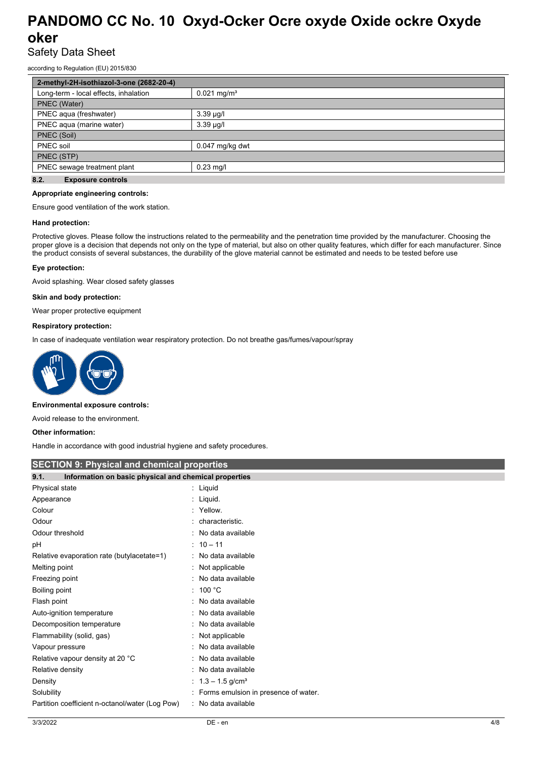| 2-methyl-2H-isothiazol-3-one (2682-20-4) | |
|---|---|
| Long-term - local effects, inhalation | 0.021 mg/m³ |
| PNEC (Water) | |
| PNEC aqua (freshwater) | 3.39 µg/l |
| PNEC aqua (marine water) | 3.39 µg/l |
| PNEC (Soil) | |
| PNEC soil | 0.047 mg/kg dwt |
| PNEC (STP) | |
| PNEC sewage treatment plant | 0.23 mg/l |

### 8.2. Exposure controls

**Appropriate engineering controls:**

Ensure good ventilation of the work station.

**Hand protection:**

Protective gloves. Please follow the instructions related to the permeability and the penetration time provided by the manufacturer. Choosing the proper glove is a decision that depends not only on the type of material, but also on other quality features, which differ for each manufacturer. Since the product consists of several substances, the durability of the glove material cannot be estimated and needs to be tested before use

**Eye protection:**

Avoid splashing. Wear closed safety glasses

**Skin and body protection:**

Wear proper protective equipment

**Respiratory protection:**

In case of inadequate ventilation wear respiratory protection. Do not breathe gas/fumes/vapour/spray

**Environmental exposure controls:**

Avoid release to the environment.

**Other information:**

Handle in accordance with good industrial hygiene and safety procedures.

## SECTION 9: Physical and chemical properties

### 9.1. Information on basic physical and chemical properties

| | |
|---|---|
| Physical state | : Liquid |
| Appearance | : Liquid. |
| Colour | : Yellow. |
| Odour | : characteristic. |
| Odour threshold | : No data available |
| pH | : 10 – 11 |
| Relative evaporation rate (butylacetate=1) | : No data available |
| Melting point | : Not applicable |
| Freezing point | : No data available |
| Boiling point | : 100 °C |
| Flash point | : No data available |
| Auto-ignition temperature | : No data available |
| Decomposition temperature | : No data available |
| Flammability (solid, gas) | : Not applicable |
| Vapour pressure | : No data available |
| Relative vapour density at 20 °C | : No data available |
| Relative density | : No data available |
| Density | : 1.3 – 1.5 g/cm³ |
| Solubility | : Forms emulsion in presence of water. |
| Partition coefficient n-octanol/water (Log Pow) | : No data available |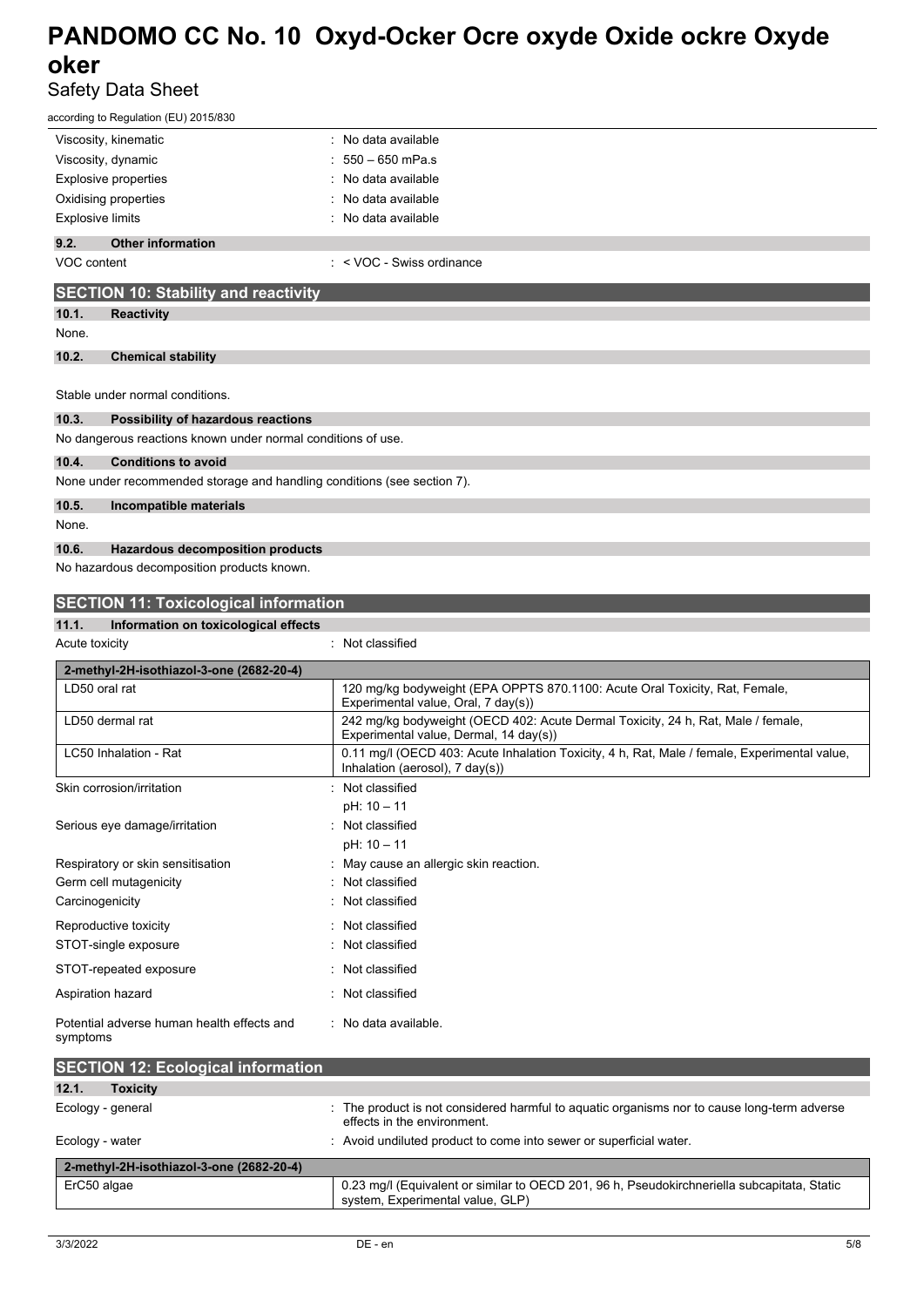| | |
|---|---|
| Viscosity, kinematic | : No data available |
| Viscosity, dynamic | : 550 – 650 mPa.s |
| Explosive properties | : No data available |
| Oxidising properties | : No data available |
| Explosive limits | : No data available |

### 9.2. Other information

| | |
|---|---|
| VOC content | : < VOC - Swiss ordinance |

## SECTION 10: Stability and reactivity

### 10.1. Reactivity

None.

### 10.2. Chemical stability

Stable under normal conditions.

### 10.3. Possibility of hazardous reactions

No dangerous reactions known under normal conditions of use.

### 10.4. Conditions to avoid

None under recommended storage and handling conditions (see section 7).

### 10.5. Incompatible materials

None.

### 10.6. Hazardous decomposition products

No hazardous decomposition products known.

## SECTION 11: Toxicological information

### 11.1. Information on toxicological effects

| | |
|---|---|
| Acute toxicity | : Not classified |

| 2-methyl-2H-isothiazol-3-one (2682-20-4) | |
|---|---|
| LD50 oral rat | 120 mg/kg bodyweight (EPA OPPTS 870.1100: Acute Oral Toxicity, Rat, Female, Experimental value, Oral, 7 day(s)) |
| LD50 dermal rat | 242 mg/kg bodyweight (OECD 402: Acute Dermal Toxicity, 24 h, Rat, Male / female, Experimental value, Dermal, 14 day(s)) |
| LC50 Inhalation - Rat | 0.11 mg/l (OECD 403: Acute Inhalation Toxicity, 4 h, Rat, Male / female, Experimental value, Inhalation (aerosol), 7 day(s)) |

| | |
|---|---|
| Skin corrosion/irritation | : Not classified<br>pH: 10 – 11 |
| Serious eye damage/irritation | : Not classified<br>pH: 10 – 11 |
| Respiratory or skin sensitisation | : May cause an allergic skin reaction. |
| Germ cell mutagenicity | : Not classified |
| Carcinogenicity | : Not classified |
| Reproductive toxicity | : Not classified |
| STOT-single exposure | : Not classified |
| STOT-repeated exposure | : Not classified |
| Aspiration hazard | : Not classified |
| Potential adverse human health effects and symptoms | : No data available. |

## SECTION 12: Ecological information

### 12.1. Toxicity

| | |
|---|---|
| Ecology - general | : The product is not considered harmful to aquatic organisms nor to cause long-term adverse effects in the environment. |
| Ecology - water | : Avoid undiluted product to come into sewer or superficial water. |

| 2-methyl-2H-isothiazol-3-one (2682-20-4) | |
|---|---|
| ErC50 algae | 0.23 mg/l (Equivalent or similar to OECD 201, 96 h, Pseudokirchneriella subcapitata, Static system, Experimental value, GLP) |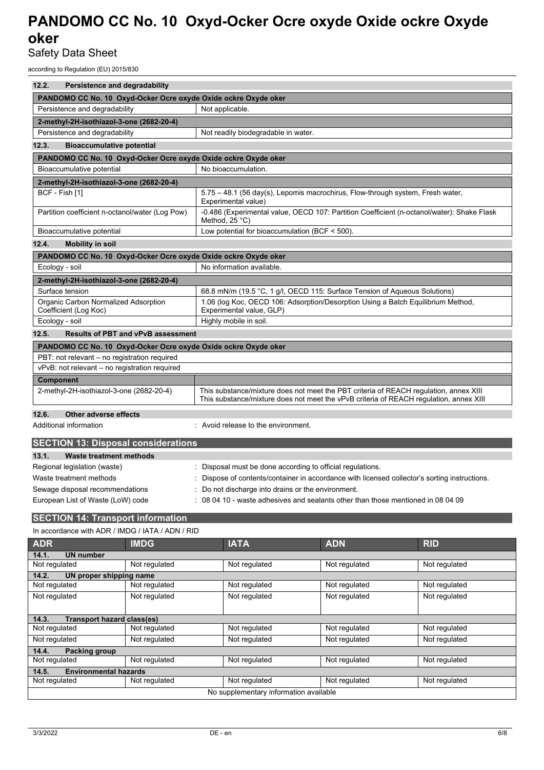### 12.2. Persistence and degradability

| PANDOMO CC No. 10 Oxyd-Ocker Ocre oxyde Oxide ockre Oxyde oker | |
|---|---|
| Persistence and degradability | Not applicable. |
| **2-methyl-2H-isothiazol-3-one (2682-20-4)** | |
| Persistence and degradability | Not readily biodegradable in water. |

### 12.3. Bioaccumulative potential

| PANDOMO CC No. 10 Oxyd-Ocker Ocre oxyde Oxide ockre Oxyde oker | |
|---|---|
| Bioaccumulative potential | No bioaccumulation. |
| **2-methyl-2H-isothiazol-3-one (2682-20-4)** | |
| BCF - Fish [1] | 5.75 – 48.1 (56 day(s), Lepomis macrochirus, Flow-through system, Fresh water, Experimental value) |
| Partition coefficient n-octanol/water (Log Pow) | -0.486 (Experimental value, OECD 107: Partition Coefficient (n-octanol/water): Shake Flask Method, 25 °C) |
| Bioaccumulative potential | Low potential for bioaccumulation (BCF < 500). |

### 12.4. Mobility in soil

| PANDOMO CC No. 10 Oxyd-Ocker Ocre oxyde Oxide ockre Oxyde oker | |
|---|---|
| Ecology - soil | No information available. |
| **2-methyl-2H-isothiazol-3-one (2682-20-4)** | |
| Surface tension | 68.8 mN/m (19.5 °C, 1 g/l, OECD 115: Surface Tension of Aqueous Solutions) |
| Organic Carbon Normalized Adsorption Coefficient (Log Koc) | 1.06 (log Koc, OECD 106: Adsorption/Desorption Using a Batch Equilibrium Method, Experimental value, GLP) |
| Ecology - soil | Highly mobile in soil. |

### 12.5. Results of PBT and vPvB assessment

| PANDOMO CC No. 10 Oxyd-Ocker Ocre oxyde Oxide ockre Oxyde oker | |
|---|---|
| PBT: not relevant – no registration required | |
| vPvB: not relevant – no registration required | |
| **Component** | |
| 2-methyl-2H-isothiazol-3-one (2682-20-4) | This substance/mixture does not meet the PBT criteria of REACH regulation, annex XIII<br>This substance/mixture does not meet the vPvB criteria of REACH regulation, annex XIII |

### 12.6. Other adverse effects

Additional information : Avoid release to the environment.

## SECTION 13: Disposal considerations

### 13.1. Waste treatment methods

Regional legislation (waste) : Disposal must be done according to official regulations.

Waste treatment methods : Dispose of contents/container in accordance with licensed collector's sorting instructions.

Sewage disposal recommendations : Do not discharge into drains or the environment.

European List of Waste (LoW) code : 08 04 10 - waste adhesives and sealants other than those mentioned in 08 04 09

## SECTION 14: Transport information

In accordance with ADR / IMDG / IATA / ADN / RID

| ADR | IMDG | IATA | ADN | RID |
|---|---|---|---|---|
| **14.1. UN number** | | | | |
| Not regulated | Not regulated | Not regulated | Not regulated | Not regulated |
| **14.2. UN proper shipping name** | | | | |
| Not regulated | Not regulated | Not regulated | Not regulated | Not regulated |
| Not regulated | Not regulated | Not regulated | Not regulated | Not regulated |
| **14.3. Transport hazard class(es)** | | | | |
| Not regulated | Not regulated | Not regulated | Not regulated | Not regulated |
| Not regulated | Not regulated | Not regulated | Not regulated | Not regulated |
| **14.4. Packing group** | | | | |
| Not regulated | Not regulated | Not regulated | Not regulated | Not regulated |
| **14.5. Environmental hazards** | | | | |
| Not regulated | Not regulated | Not regulated | Not regulated | Not regulated |
| No supplementary information available | | | | |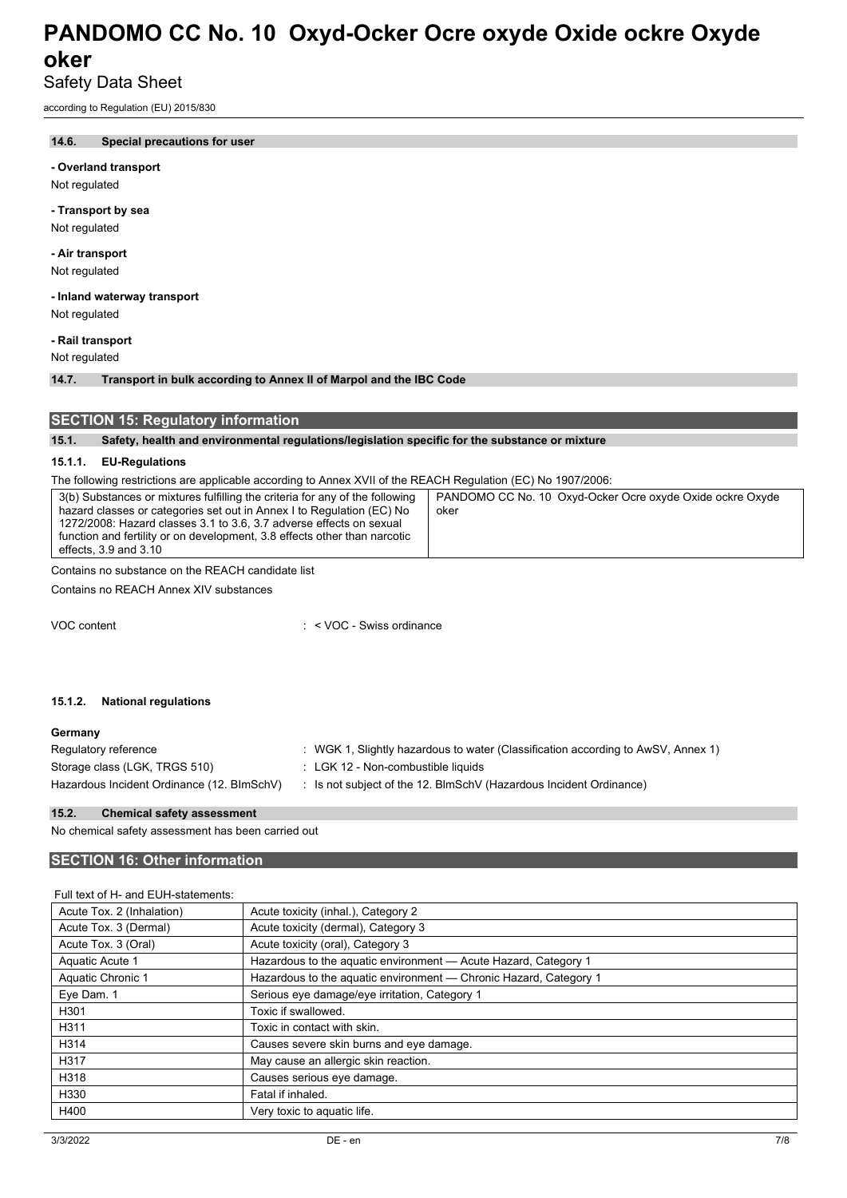#### 14.6. Special precautions for user

**- Overland transport**

Not regulated

**- Transport by sea**

Not regulated

**- Air transport**

Not regulated

**- Inland waterway transport**

Not regulated

**- Rail transport**

Not regulated

#### 14.7. Transport in bulk according to Annex II of Marpol and the IBC Code

## SECTION 15: Regulatory information

### 15.1. Safety, health and environmental regulations/legislation specific for the substance or mixture

#### 15.1.1. EU-Regulations

The following restrictions are applicable according to Annex XVII of the REACH Regulation (EC) No 1907/2006:

| | |
|---|---|
| 3(b) Substances or mixtures fulfilling the criteria for any of the following hazard classes or categories set out in Annex I to Regulation (EC) No 1272/2008: Hazard classes 3.1 to 3.6, 3.7 adverse effects on sexual function and fertility or on development, 3.8 effects other than narcotic effects, 3.9 and 3.10 | PANDOMO CC No. 10 Oxyd-Ocker Ocre oxyde Oxide ockre Oxyde oker |

Contains no substance on the REACH candidate list

Contains no REACH Annex XIV substances

VOC content : < VOC - Swiss ordinance

#### 15.1.2. National regulations

**Germany**

| | |
|---|---|
| Regulatory reference | : WGK 1, Slightly hazardous to water (Classification according to AwSV, Annex 1) |
| Storage class (LGK, TRGS 510) | : LGK 12 - Non-combustible liquids |
| Hazardous Incident Ordinance (12. BImSchV) | : Is not subject of the 12. BlmSchV (Hazardous Incident Ordinance) |

### 15.2. Chemical safety assessment

No chemical safety assessment has been carried out

## SECTION 16: Other information

Full text of H- and EUH-statements:

| | |
|---|---|
| Acute Tox. 2 (Inhalation) | Acute toxicity (inhal.), Category 2 |
| Acute Tox. 3 (Dermal) | Acute toxicity (dermal), Category 3 |
| Acute Tox. 3 (Oral) | Acute toxicity (oral), Category 3 |
| Aquatic Acute 1 | Hazardous to the aquatic environment — Acute Hazard, Category 1 |
| Aquatic Chronic 1 | Hazardous to the aquatic environment — Chronic Hazard, Category 1 |
| Eye Dam. 1 | Serious eye damage/eye irritation, Category 1 |
| H301 | Toxic if swallowed. |
| H311 | Toxic in contact with skin. |
| H314 | Causes severe skin burns and eye damage. |
| H317 | May cause an allergic skin reaction. |
| H318 | Causes serious eye damage. |
| H330 | Fatal if inhaled. |
| H400 | Very toxic to aquatic life. |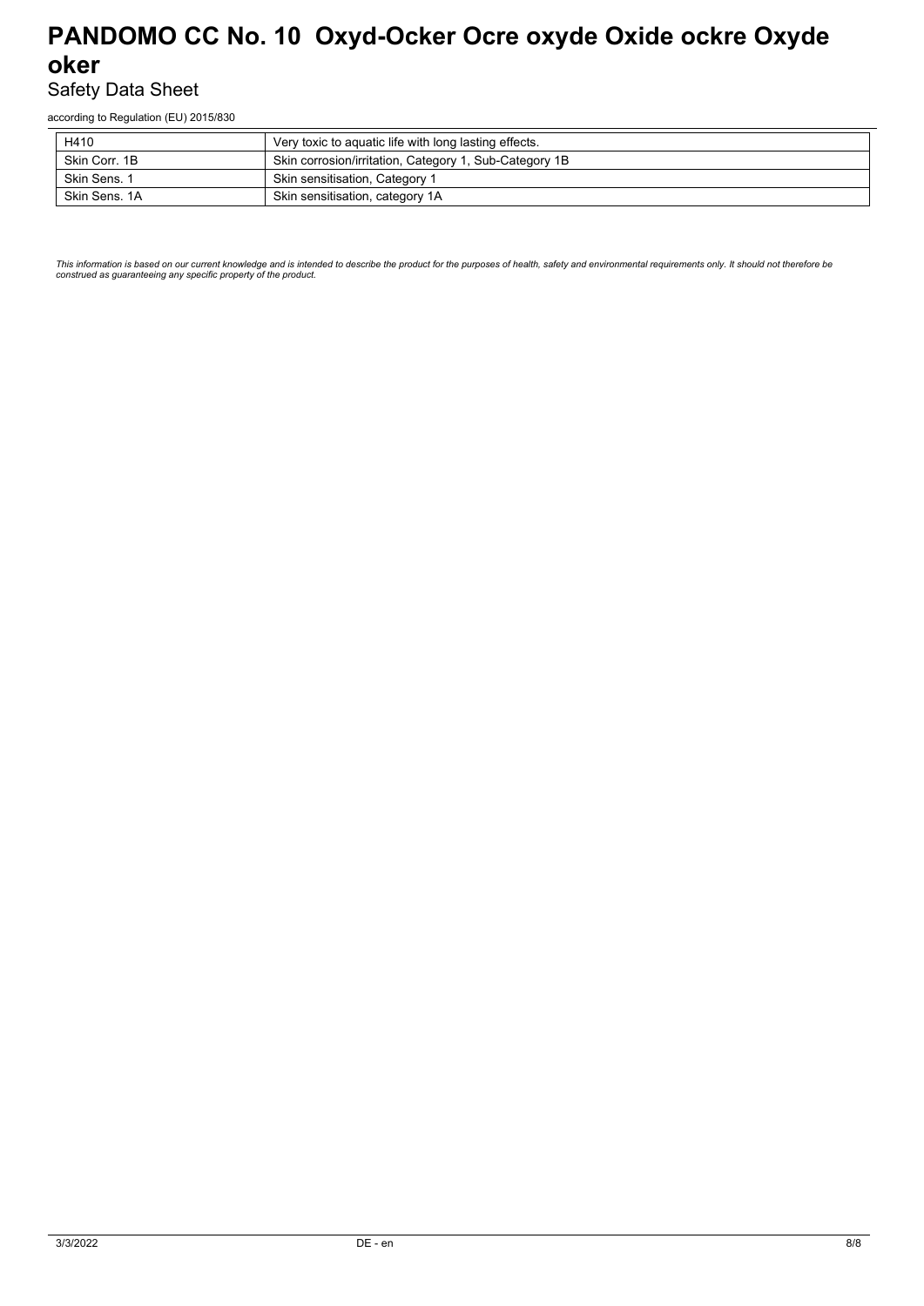| | |
|---|---|
| H410 | Very toxic to aquatic life with long lasting effects. |
| Skin Corr. 1B | Skin corrosion/irritation, Category 1, Sub-Category 1B |
| Skin Sens. 1 | Skin sensitisation, Category 1 |
| Skin Sens. 1A | Skin sensitisation, category 1A |

*This information is based on our current knowledge and is intended to describe the product for the purposes of health, safety and environmental requirements only. It should not therefore be construed as guaranteeing any specific property of the product.*